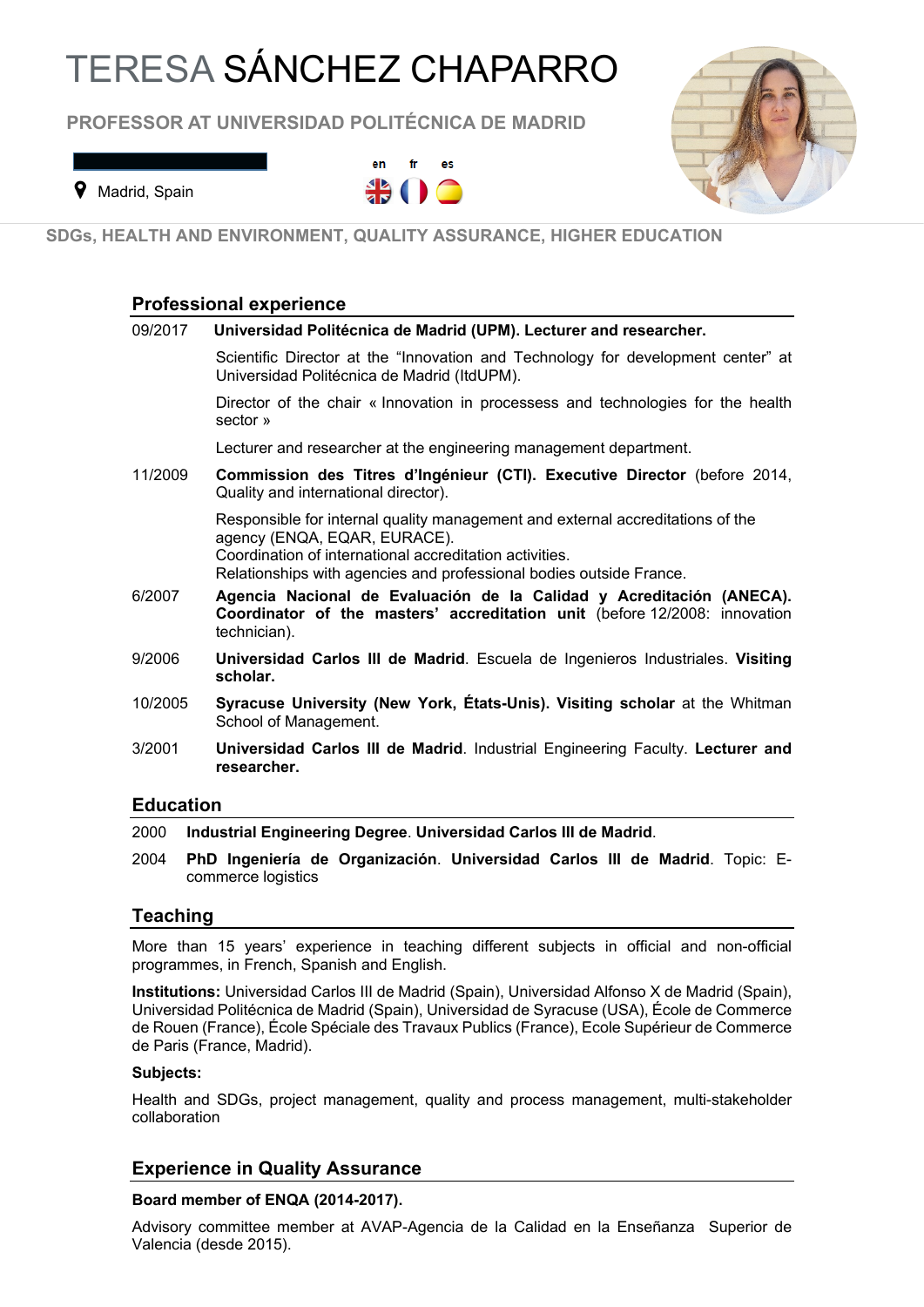# TERESA SÁNCHEZ CHAPARRO

**PROFESSOR AT UNIVERSIDAD POLITÉCNICA DE MADRID**

Madrid, Spain

en fr es

**SDGs, HEALTH AND ENVIRONMENT, QUALITY ASSURANCE, HIGHER EDUCATION**

## Professional experience

09/2017 **Universidad Politécnica de Madrid (UPM). Lecturer and researcher.**

Scientific Director at the "Innovation and Technology for development center" at Universidad Politécnica de Madrid (ItdUPM).

Director of the chair « Innovation in processess and technologies for the health sector »

Lecturer and researcher at the engineering management department.

11/2009 **Commission des Titres d'Ingénieur (CTI). Executive Director** (before 2014, Quality and international director).

Responsible for internal quality management and external accreditations of the agency (ENQA, EQAR, EURACE).
Coordination of international accreditation activities.
Relationships with agencies and professional bodies outside France.

6/2007 **Agencia Nacional de Evaluación de la Calidad y Acreditación (ANECA). Coordinator of the masters' accreditation unit** (before 12/2008: innovation technician).

9/2006 **Universidad Carlos III de Madrid**. Escuela de Ingenieros Industriales. **Visiting scholar.**

10/2005 **Syracuse University (New York, États-Unis). Visiting scholar** at the Whitman School of Management.

3/2001 **Universidad Carlos III de Madrid**. Industrial Engineering Faculty. **Lecturer and researcher.**

## Education

2000 **Industrial Engineering Degree**. **Universidad Carlos III de Madrid**.

2004 **PhD Ingeniería de Organización**. **Universidad Carlos III de Madrid**. Topic: E-commerce logistics

## Teaching

More than 15 years' experience in teaching different subjects in official and non-official programmes, in French, Spanish and English.

**Institutions:** Universidad Carlos III de Madrid (Spain), Universidad Alfonso X de Madrid (Spain), Universidad Politécnica de Madrid (Spain), Universidad de Syracuse (USA), École de Commerce de Rouen (France), École Spéciale des Travaux Publics (France), Ecole Supérieur de Commerce de Paris (France, Madrid).

**Subjects:**

Health and SDGs, project management, quality and process management, multi-stakeholder collaboration

## Experience in Quality Assurance

**Board member of ENQA (2014-2017).**

Advisory committee member at AVAP-Agencia de la Calidad en la Enseñanza Superior de Valencia (desde 2015).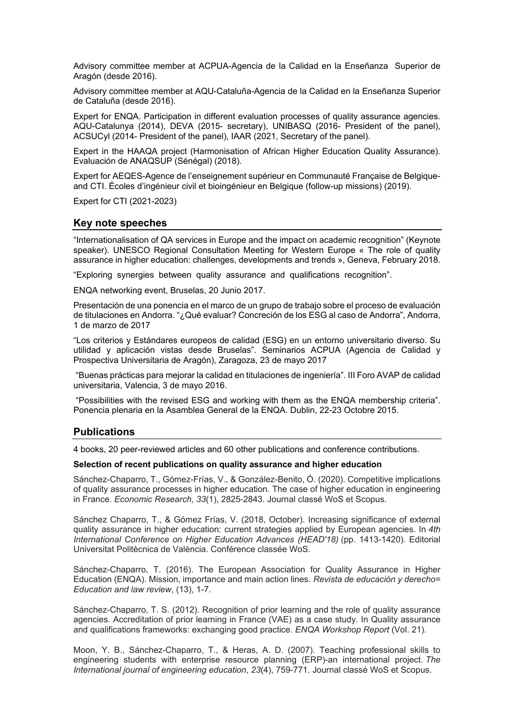Advisory committee member at ACPUA-Agencia de la Calidad en la Enseñanza Superior de Aragón (desde 2016).

Advisory committee member at AQU-Cataluña-Agencia de la Calidad en la Enseñanza Superior de Cataluña (desde 2016).

Expert for ENQA. Participation in different evaluation processes of quality assurance agencies. AQU-Catalunya (2014), DEVA (2015- secretary), UNIBASQ (2016- President of the panel), ACSUCyl (2014- President of the panel), IAAR (2021, Secretary of the panel).

Expert in the HAAQA project (Harmonisation of African Higher Education Quality Assurance). Evaluación de ANAQSUP (Sénégal) (2018).

Expert for AEQES-Agence de l'enseignement supérieur en Communauté Française de Belgique- and CTI. Écoles d'ingénieur civil et bioingénieur en Belgique (follow-up missions) (2019).

Expert for CTI (2021-2023)

## Key note speeches

"Internationalisation of QA services in Europe and the impact on academic recognition" (Keynote speaker). UNESCO Regional Consultation Meeting for Western Europe « The role of quality assurance in higher education: challenges, developments and trends », Geneva, February 2018.

"Exploring synergies between quality assurance and qualifications recognition".

ENQA networking event, Bruselas, 20 Junio 2017.

Presentación de una ponencia en el marco de un grupo de trabajo sobre el proceso de evaluación de titulaciones en Andorra. "¿Qué evaluar? Concreción de los ESG al caso de Andorra", Andorra, 1 de marzo de 2017

"Los criterios y Estándares europeos de calidad (ESG) en un entorno universitario diverso. Su utilidad y aplicación vistas desde Bruselas". Seminarios ACPUA (Agencia de Calidad y Prospectiva Universitaria de Aragón), Zaragoza, 23 de mayo 2017

"Buenas prácticas para mejorar la calidad en titulaciones de ingeniería". III Foro AVAP de calidad universitaria, Valencia, 3 de mayo 2016.

"Possibilities with the revised ESG and working with them as the ENQA membership criteria". Ponencia plenaria en la Asamblea General de la ENQA. Dublin, 22-23 Octobre 2015.

## Publications

4 books, 20 peer-reviewed articles and 60 other publications and conference contributions.

**Selection of recent publications on quality assurance and higher education**

Sánchez-Chaparro, T., Gómez-Frías, V., & González-Benito, Ó. (2020). Competitive implications of quality assurance processes in higher education. The case of higher education in engineering in France. *Economic Research, 33*(1), 2825-2843. Journal classé WoS et Scopus.

Sánchez Chaparro, T., & Gómez Frías, V. (2018, October). Increasing significance of external quality assurance in higher education: current strategies applied by European agencies. In *4th International Conference on Higher Education Advances (HEAD'18)* (pp. 1413-1420). Editorial Universitat Politècnica de València. Conférence classée WoS.

Sánchez-Chaparro, T. (2016). The European Association for Quality Assurance in Higher Education (ENQA). Mission, importance and main action lines. *Revista de educación y derecho= Education and law review*, (13), 1-7.

Sánchez-Chaparro, T. S. (2012). Recognition of prior learning and the role of quality assurance agencies. Accreditation of prior learning in France (VAE) as a case study. In Quality assurance and qualifications frameworks: exchanging good practice. *ENQA Workshop Report* (Vol. 21).

Moon, Y. B., Sánchez-Chaparro, T., & Heras, A. D. (2007). Teaching professional skills to engineering students with enterprise resource planning (ERP)-an international project. *The International journal of engineering education*, *23*(4), 759-771. Journal classé WoS et Scopus.